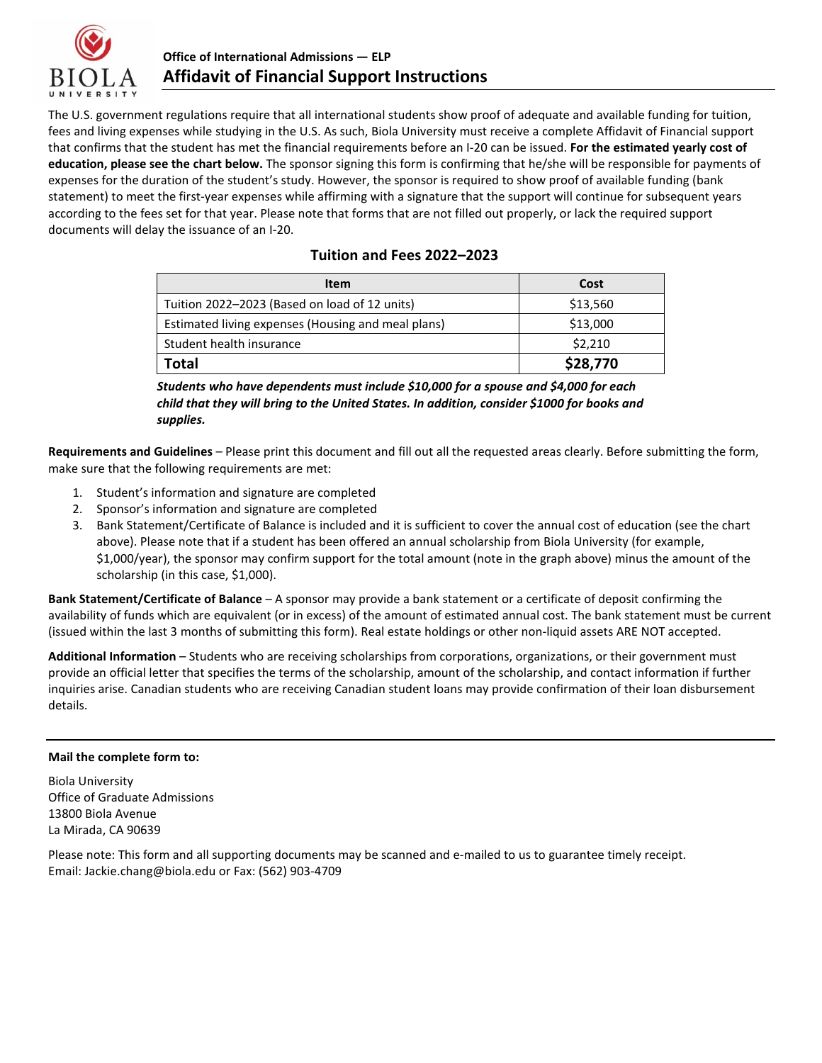**Office of International Admissions — ELP**

# Affidavit of Financial Support Instructions

The U.S. government regulations require that all international students show proof of adequate and available funding for tuition, fees and living expenses while studying in the U.S. As such, Biola University must receive a complete Affidavit of Financial support that confirms that the student has met the financial requirements before an I-20 can be issued. **For the estimated yearly cost of education, please see the chart below.** The sponsor signing this form is confirming that he/she will be responsible for payments of expenses for the duration of the student's study. However, the sponsor is required to show proof of available funding (bank statement) to meet the first-year expenses while affirming with a signature that the support will continue for subsequent years according to the fees set for that year. Please note that forms that are not filled out properly, or lack the required support documents will delay the issuance of an I-20.

## Tuition and Fees 2022–2023

| Item | Cost |
| --- | --- |
| Tuition 2022–2023 (Based on load of 12 units) | $13,560 |
| Estimated living expenses (Housing and meal plans) | $13,000 |
| Student health insurance | $2,210 |
| **Total** | **$28,770** |

***Students who have dependents must include $10,000 for a spouse and $4,000 for each child that they will bring to the United States. In addition, consider $1000 for books and supplies.***

**Requirements and Guidelines** – Please print this document and fill out all the requested areas clearly. Before submitting the form, make sure that the following requirements are met:

1. Student's information and signature are completed
2. Sponsor's information and signature are completed
3. Bank Statement/Certificate of Balance is included and it is sufficient to cover the annual cost of education (see the chart above). Please note that if a student has been offered an annual scholarship from Biola University (for example, $1,000/year), the sponsor may confirm support for the total amount (note in the graph above) minus the amount of the scholarship (in this case, $1,000).

**Bank Statement/Certificate of Balance** – A sponsor may provide a bank statement or a certificate of deposit confirming the availability of funds which are equivalent (or in excess) of the amount of estimated annual cost. The bank statement must be current (issued within the last 3 months of submitting this form). Real estate holdings or other non-liquid assets ARE NOT accepted.

**Additional Information** – Students who are receiving scholarships from corporations, organizations, or their government must provide an official letter that specifies the terms of the scholarship, amount of the scholarship, and contact information if further inquiries arise. Canadian students who are receiving Canadian student loans may provide confirmation of their loan disbursement details.

---

**Mail the complete form to:**

Biola University
Office of Graduate Admissions
13800 Biola Avenue
La Mirada, CA 90639

Please note: This form and all supporting documents may be scanned and e-mailed to us to guarantee timely receipt.
Email: Jackie.chang@biola.edu or Fax: (562) 903-4709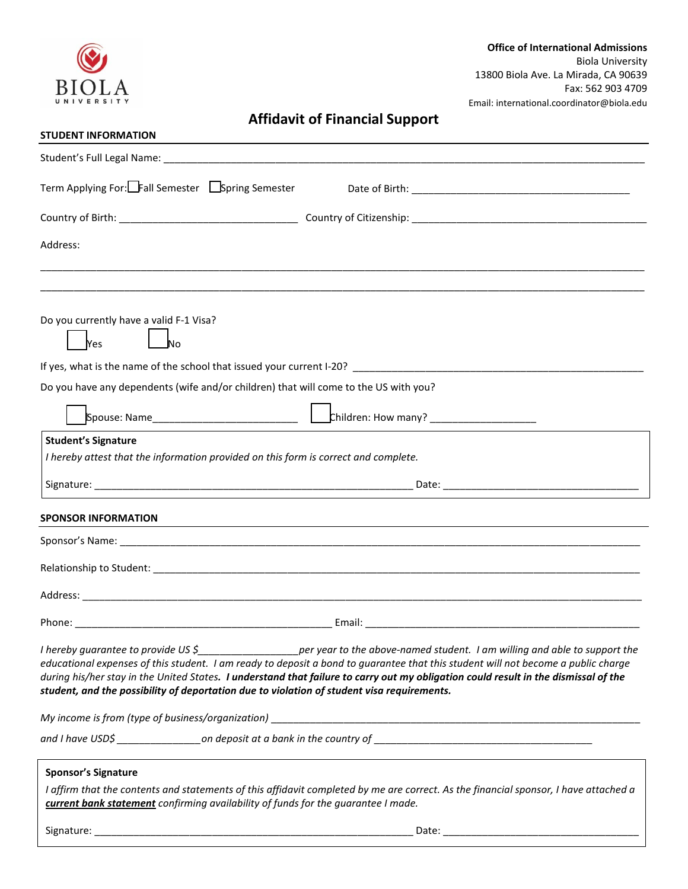BIOLA UNIVERSITY

**Office of International Admissions**
Biola University
13800 Biola Ave. La Mirada, CA 90639
Fax: 562 903 4709
Email: international.coordinator@biola.edu

# Affidavit of Financial Support

## STUDENT INFORMATION

Student's Full Legal Name: ___________________________________________

Term Applying For: ☐ Fall Semester ☐ Spring Semester Date of Birth: ___________________________

Country of Birth: ______________________ Country of Citizenship: ______________________________

Address:

_______________________________________________________________________________

_______________________________________________________________________________

Do you currently have a valid F-1 Visa?

☐ Yes ☐ No

If yes, what is the name of the school that issued your current I-20? ___________________________________

Do you have any dependents (wife and/or children) that will come to the US with you?

☐ Spouse: Name_________________________ ☐ Children: How many? __________________

**Student's Signature**

*I hereby attest that the information provided on this form is correct and complete.*

Signature: _____________________________________________ Date: ____________________________

## SPONSOR INFORMATION

Sponsor's Name: _____________________________________________________________________

Relationship to Student: _______________________________________________________________

Address: __________________________________________________________________________

Phone: ____________________________________ Email: _______________________________________

*I hereby guarantee to provide US $_________________per year to the above-named student. I am willing and able to support the educational expenses of this student. I am ready to deposit a bond to guarantee that this student will not become a public charge during his/her stay in the United States.* ***I understand that failure to carry out my obligation could result in the dismissal of the student, and the possibility of deportation due to violation of student visa requirements.***

*My income is from (type of business/organization)* ________________________________________________

*and I have USD$ _______________on deposit at a bank in the country of* _______________________________

**Sponsor's Signature**

*I affirm that the contents and statements of this affidavit completed by me are correct. As the financial sponsor, I have attached a* ***current bank statement*** *confirming availability of funds for the guarantee I made.*

Signature: _____________________________________________ Date: ____________________________